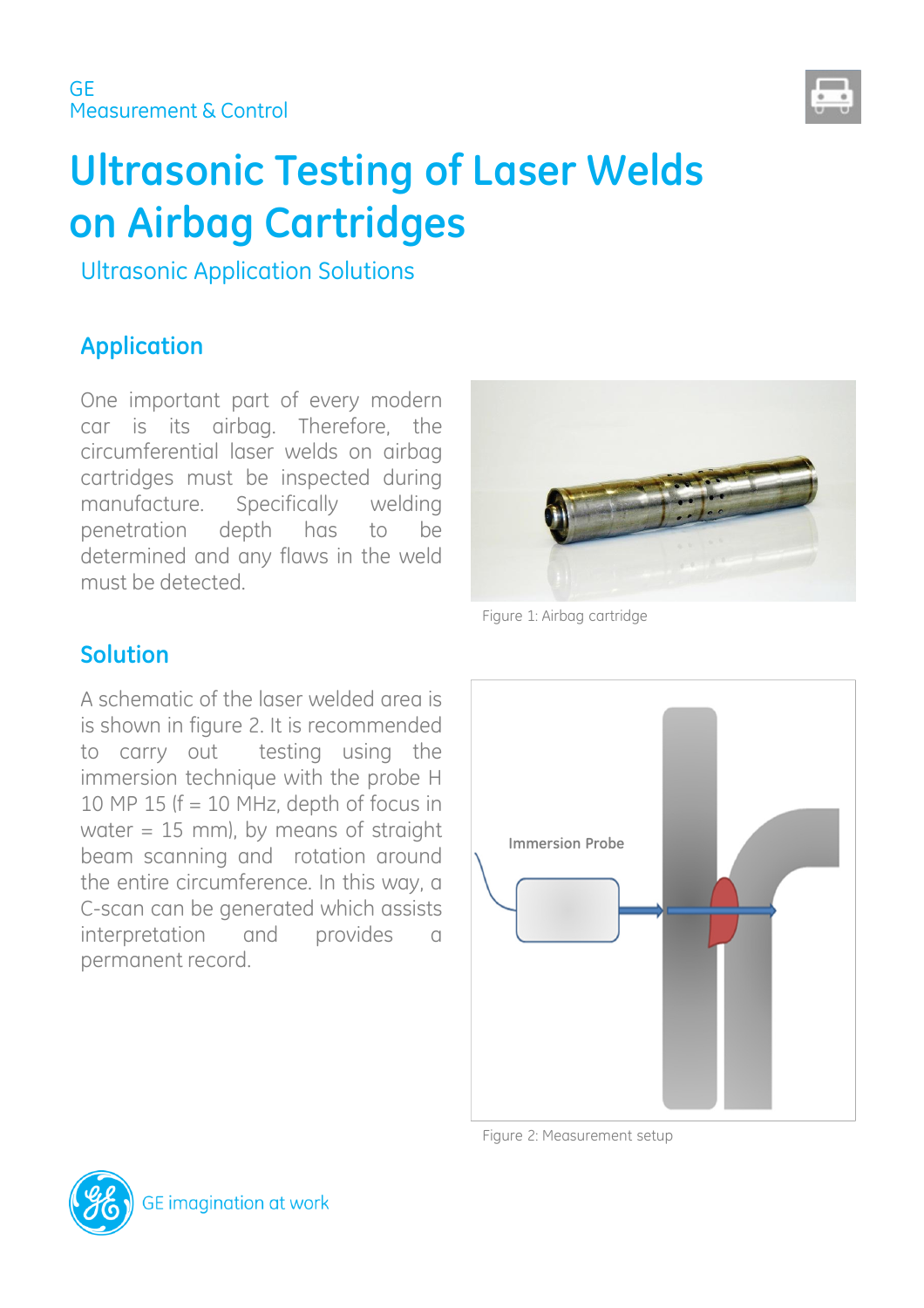GE
Measurement & Control

# Ultrasonic Testing of Laser Welds on Airbag Cartridges

Ultrasonic Application Solutions

## Application

One important part of every modern car is its airbag. Therefore, the circumferential laser welds on airbag cartridges must be inspected during manufacture. Specifically welding penetration depth has to be determined and any flaws in the weld must be detected.

Figure 1: Airbag cartridge

## Solution

A schematic of the laser welded area is is shown in figure 2. It is recommended to carry out testing using the immersion technique with the probe H 10 MP 15 (f = 10 MHz, depth of focus in water = 15 mm), by means of straight beam scanning and rotation around the entire circumference. In this way, a C-scan can be generated which assists interpretation and provides a permanent record.

Immersion Probe

Figure 2: Measurement setup

GE imagination at work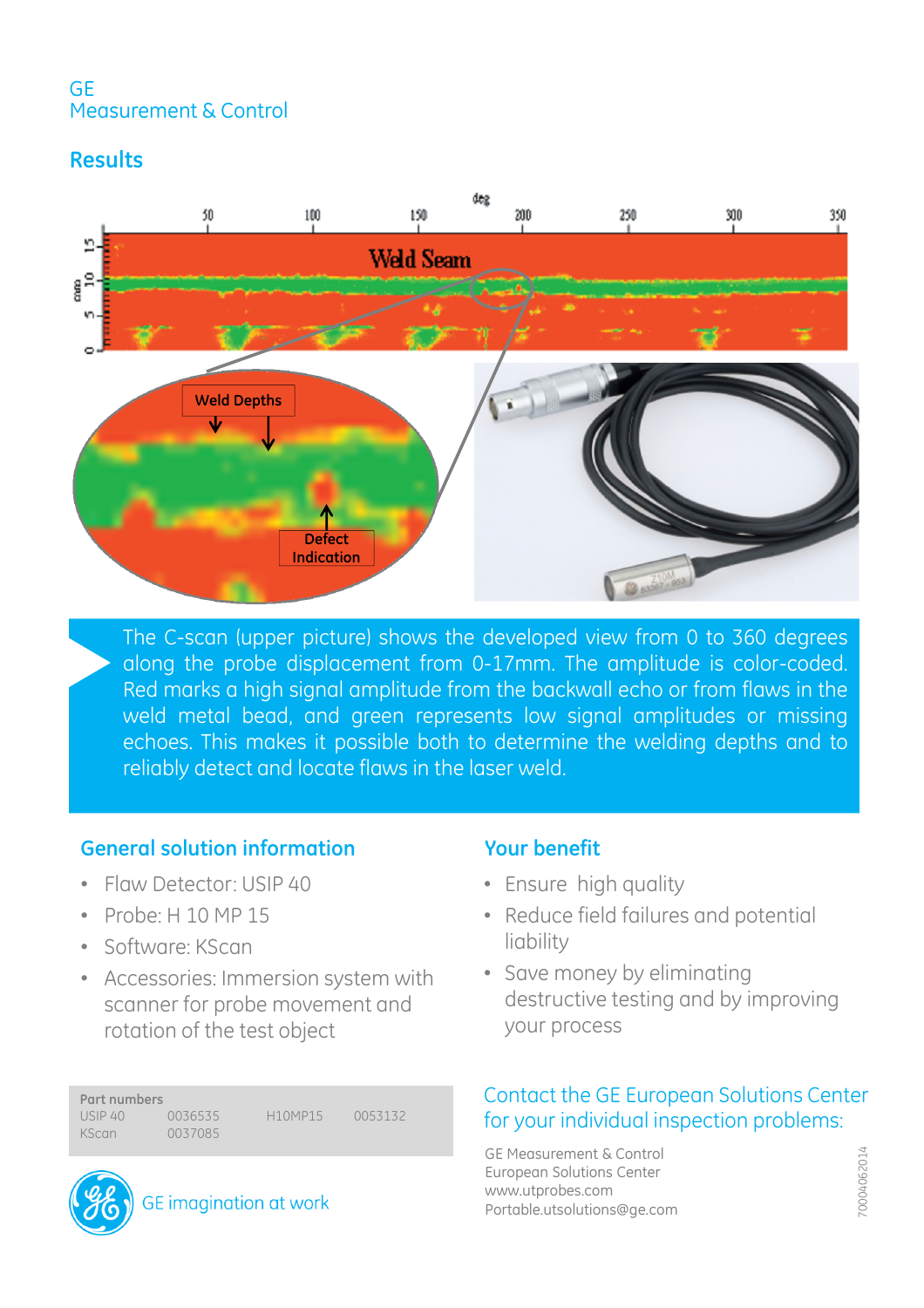GE
Measurement & Control

## Results

deg
50 100 150 200 250 300 350
mm
0 5 10 15
Weld Seam
Weld Depths
Defect Indication

The C-scan (upper picture) shows the developed view from 0 to 360 degrees along the probe displacement from 0-17mm. The amplitude is color-coded. Red marks a high signal amplitude from the backwall echo or from flaws in the weld metal bead, and green represents low signal amplitudes or missing echoes. This makes it possible both to determine the welding depths and to reliably detect and locate flaws in the laser weld.

### General solution information

- Flaw Detector: USIP 40
- Probe: H 10 MP 15
- Software: KScan
- Accessories: Immersion system with scanner for probe movement and rotation of the test object

### Your benefit

- Ensure high quality
- Reduce field failures and potential liability
- Save money by eliminating destructive testing and by improving your process

**Part numbers**

| | | | |
|---|---|---|---|
| USIP 40 | 0036535 | H10MP15 | 0053132 |
| KScan | 0037085 | | |

GE imagination at work

Contact the GE European Solutions Center for your individual inspection problems:

GE Measurement & Control
European Solutions Center
www.utprobes.com
Portable.utsolutions@ge.com

70004062014